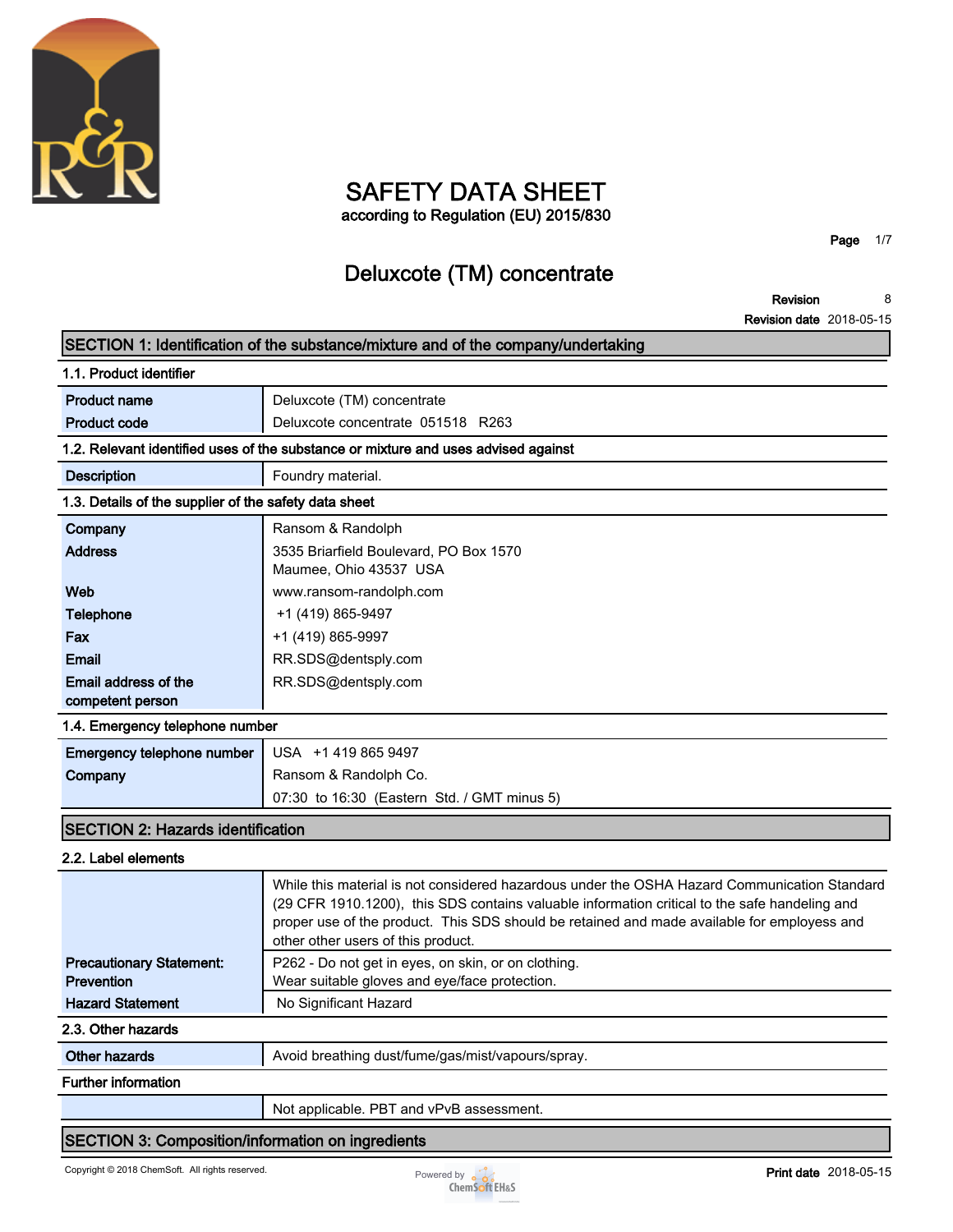# SAFETY DATA SHEET

according to Regulation (EU) 2015/830

# Deluxcote (TM) concentrate

**Revision** 8
**Revision date** 2018-05-15

## SECTION 1: Identification of the substance/mixture and of the company/undertaking

### 1.1. Product identifier

| | |
|---|---|
| **Product name** | Deluxcote (TM) concentrate |
| **Product code** | Deluxcote concentrate 051518 R263 |

### 1.2. Relevant identified uses of the substance or mixture and uses advised against

| | |
|---|---|
| **Description** | Foundry material. |

### 1.3. Details of the supplier of the safety data sheet

| | |
|---|---|
| **Company** | Ransom & Randolph |
| **Address** | 3535 Briarfield Boulevard, PO Box 1570<br>Maumee, Ohio 43537 USA |
| **Web** | www.ransom-randolph.com |
| **Telephone** | +1 (419) 865-9497 |
| **Fax** | +1 (419) 865-9997 |
| **Email** | RR.SDS@dentsply.com |
| **Email address of the competent person** | RR.SDS@dentsply.com |

### 1.4. Emergency telephone number

| | |
|---|---|
| **Emergency telephone number** | USA +1 419 865 9497 |
| **Company** | Ransom & Randolph Co. |
| | 07:30 to 16:30 (Eastern Std. / GMT minus 5) |

## SECTION 2: Hazards identification

### 2.2. Label elements

| | |
|---|---|
| | While this material is not considered hazardous under the OSHA Hazard Communication Standard (29 CFR 1910.1200), this SDS contains valuable information critical to the safe handeling and proper use of the product. This SDS should be retained and made available for employees and other other users of this product. |
| **Precautionary Statement: Prevention** | P262 - Do not get in eyes, on skin, or on clothing.<br>Wear suitable gloves and eye/face protection. |
| **Hazard Statement** | No Significant Hazard |

### 2.3. Other hazards

| | |
|---|---|
| **Other hazards** | Avoid breathing dust/fume/gas/mist/vapours/spray. |

**Further information**

| | |
|---|---|
| | Not applicable. PBT and vPvB assessment. |

## SECTION 3: Composition/information on ingredients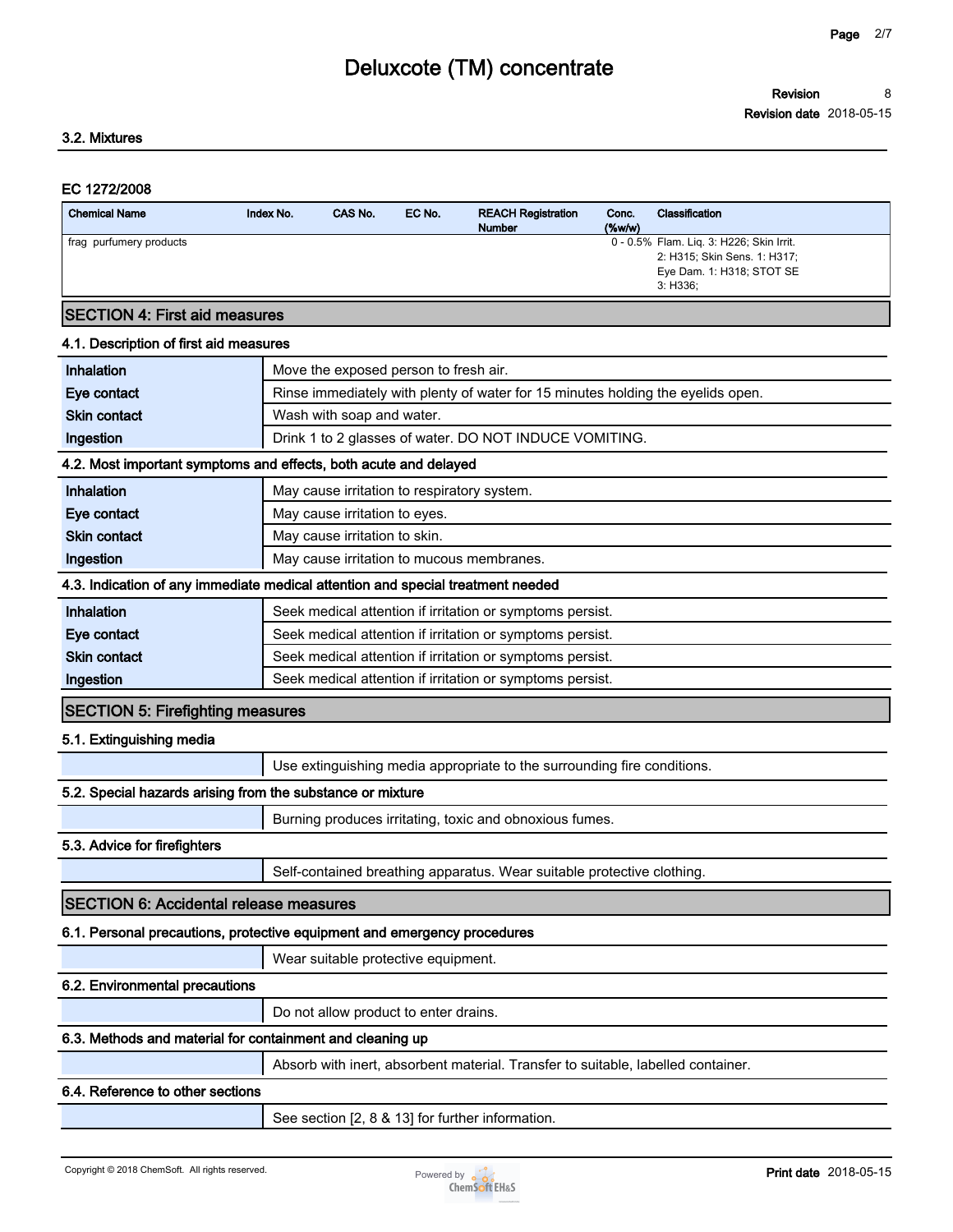### 3.2. Mixtures

**EC 1272/2008**

| Chemical Name | Index No. | CAS No. | EC No. | REACH Registration Number | Conc. (%w/w) | Classification |
| --- | --- | --- | --- | --- | --- | --- |
| frag purfumery products | | | | | 0 - 0.5% | Flam. Liq. 3: H226; Skin Irrit. 2: H315; Skin Sens. 1: H317; Eye Dam. 1: H318; STOT SE 3: H336; |

## SECTION 4: First aid measures

### 4.1. Description of first aid measures

| | |
| --- | --- |
| **Inhalation** | Move the exposed person to fresh air. |
| **Eye contact** | Rinse immediately with plenty of water for 15 minutes holding the eyelids open. |
| **Skin contact** | Wash with soap and water. |
| **Ingestion** | Drink 1 to 2 glasses of water. DO NOT INDUCE VOMITING. |

### 4.2. Most important symptoms and effects, both acute and delayed

| | |
| --- | --- |
| **Inhalation** | May cause irritation to respiratory system. |
| **Eye contact** | May cause irritation to eyes. |
| **Skin contact** | May cause irritation to skin. |
| **Ingestion** | May cause irritation to mucous membranes. |

### 4.3. Indication of any immediate medical attention and special treatment needed

| | |
| --- | --- |
| **Inhalation** | Seek medical attention if irritation or symptoms persist. |
| **Eye contact** | Seek medical attention if irritation or symptoms persist. |
| **Skin contact** | Seek medical attention if irritation or symptoms persist. |
| **Ingestion** | Seek medical attention if irritation or symptoms persist. |

## SECTION 5: Firefighting measures

### 5.1. Extinguishing media

Use extinguishing media appropriate to the surrounding fire conditions.

### 5.2. Special hazards arising from the substance or mixture

Burning produces irritating, toxic and obnoxious fumes.

### 5.3. Advice for firefighters

Self-contained breathing apparatus. Wear suitable protective clothing.

## SECTION 6: Accidental release measures

### 6.1. Personal precautions, protective equipment and emergency procedures

Wear suitable protective equipment.

### 6.2. Environmental precautions

Do not allow product to enter drains.

### 6.3. Methods and material for containment and cleaning up

Absorb with inert, absorbent material. Transfer to suitable, labelled container.

### 6.4. Reference to other sections

See section [2, 8 & 13] for further information.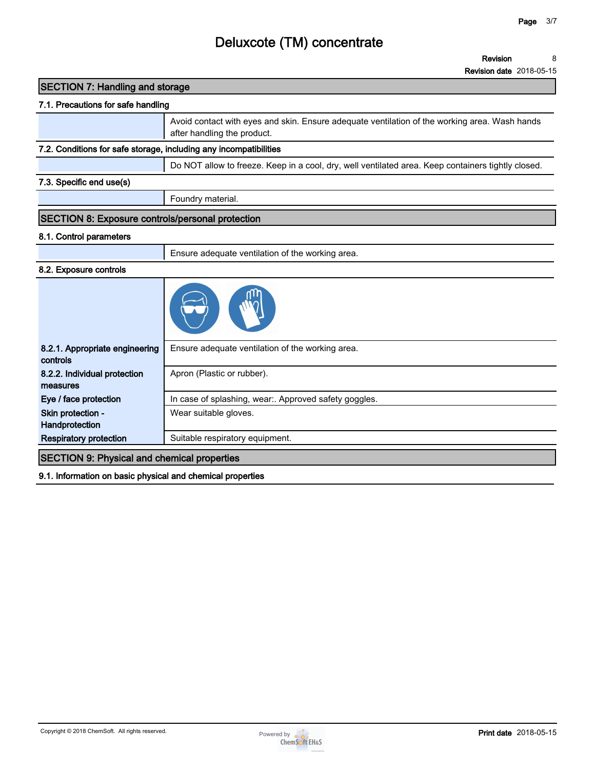# Deluxcote (TM) concentrate

**Revision** 8
**Revision date** 2018-05-15

## SECTION 7: Handling and storage

### 7.1. Precautions for safe handling

| | |
|---|---|
| | Avoid contact with eyes and skin. Ensure adequate ventilation of the working area. Wash hands after handling the product. |

### 7.2. Conditions for safe storage, including any incompatibilities

| | |
|---|---|
| | Do NOT allow to freeze. Keep in a cool, dry, well ventilated area. Keep containers tightly closed. |

### 7.3. Specific end use(s)

| | |
|---|---|
| | Foundry material. |

## SECTION 8: Exposure controls/personal protection

### 8.1. Control parameters

| | |
|---|---|
| | Ensure adequate ventilation of the working area. |

### 8.2. Exposure controls

| | |
|---|---|
| **8.2.1. Appropriate engineering controls** | Ensure adequate ventilation of the working area. |
| **8.2.2. Individual protection measures** | Apron (Plastic or rubber). |
| **Eye / face protection** | In case of splashing, wear:. Approved safety goggles. |
| **Skin protection - Handprotection** | Wear suitable gloves. |
| **Respiratory protection** | Suitable respiratory equipment. |

## SECTION 9: Physical and chemical properties

### 9.1. Information on basic physical and chemical properties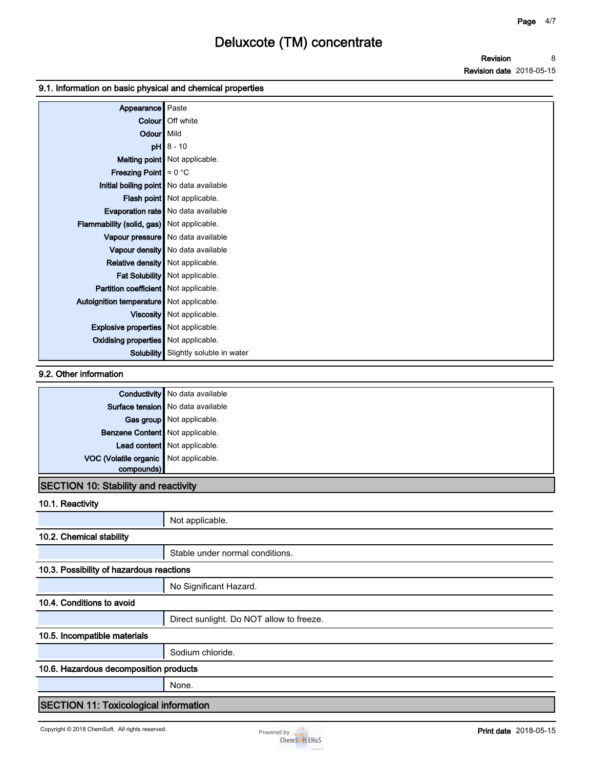### 9.1. Information on basic physical and chemical properties

| | |
|---|---|
| **Appearance** | Paste |
| **Colour** | Off white |
| **Odour** | Mild |
| **pH** | 8 - 10 |
| **Melting point** | Not applicable. |
| **Freezing Point** | ≈ 0 °C |
| **Initial boiling point** | No data available |
| **Flash point** | Not applicable. |
| **Evaporation rate** | No data available |
| **Flammability (solid, gas)** | Not applicable. |
| **Vapour pressure** | No data available |
| **Vapour density** | No data available |
| **Relative density** | Not applicable. |
| **Fat Solubility** | Not applicable. |
| **Partition coefficient** | Not applicable. |
| **Autoignition temperature** | Not applicable. |
| **Viscosity** | Not applicable. |
| **Explosive properties** | Not applicable. |
| **Oxidising properties** | Not applicable. |
| **Solubility** | Slightly soluble in water |

### 9.2. Other information

| | |
|---|---|
| **Conductivity** | No data available |
| **Surface tension** | No data available |
| **Gas group** | Not applicable. |
| **Benzene Content** | Not applicable. |
| **Lead content** | Not applicable. |
| **VOC (Volatile organic compounds)** | Not applicable. |

## SECTION 10: Stability and reactivity

### 10.1. Reactivity

Not applicable.

### 10.2. Chemical stability

Stable under normal conditions.

### 10.3. Possibility of hazardous reactions

No Significant Hazard.

### 10.4. Conditions to avoid

Direct sunlight. Do NOT allow to freeze.

### 10.5. Incompatible materials

Sodium chloride.

### 10.6. Hazardous decomposition products

None.

## SECTION 11: Toxicological information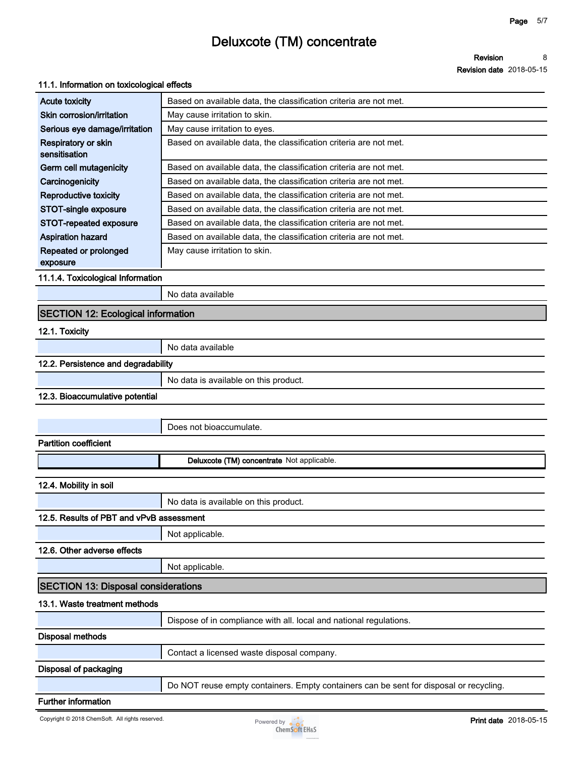### 11.1. Information on toxicological effects

| | |
|---|---|
| **Acute toxicity** | Based on available data, the classification criteria are not met. |
| **Skin corrosion/irritation** | May cause irritation to skin. |
| **Serious eye damage/irritation** | May cause irritation to eyes. |
| **Respiratory or skin sensitisation** | Based on available data, the classification criteria are not met. |
| **Germ cell mutagenicity** | Based on available data, the classification criteria are not met. |
| **Carcinogenicity** | Based on available data, the classification criteria are not met. |
| **Reproductive toxicity** | Based on available data, the classification criteria are not met. |
| **STOT-single exposure** | Based on available data, the classification criteria are not met. |
| **STOT-repeated exposure** | Based on available data, the classification criteria are not met. |
| **Aspiration hazard** | Based on available data, the classification criteria are not met. |
| **Repeated or prolonged exposure** | May cause irritation to skin. |

### 11.1.4. Toxicological Information

No data available

## SECTION 12: Ecological information

### 12.1. Toxicity

No data available

### 12.2. Persistence and degradability

No data is available on this product.

### 12.3. Bioaccumulative potential

Does not bioaccumulate.

**Partition coefficient**

**Deluxcote (TM) concentrate** Not applicable.

### 12.4. Mobility in soil

No data is available on this product.

### 12.5. Results of PBT and vPvB assessment

Not applicable.

### 12.6. Other adverse effects

Not applicable.

## SECTION 13: Disposal considerations

### 13.1. Waste treatment methods

Dispose of in compliance with all. local and national regulations.

**Disposal methods**

Contact a licensed waste disposal company.

**Disposal of packaging**

Do NOT reuse empty containers. Empty containers can be sent for disposal or recycling.

**Further information**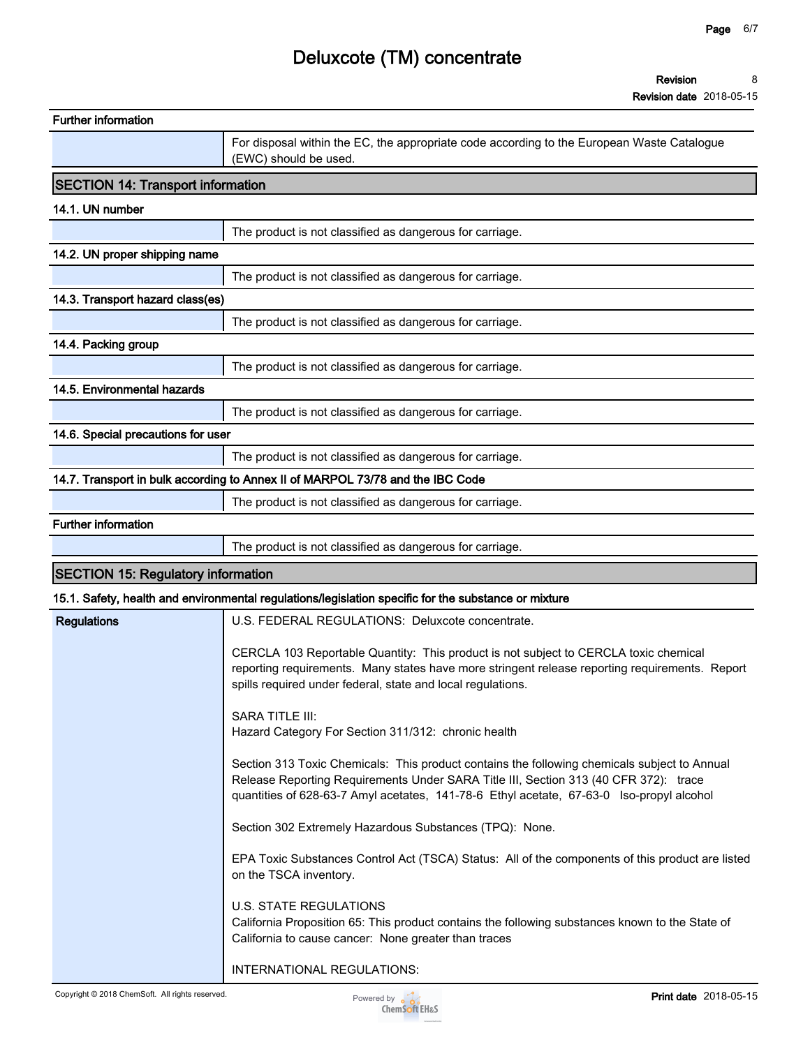**Further information**

| | |
|---|---|
| | For disposal within the EC, the appropriate code according to the European Waste Catalogue (EWC) should be used. |

## SECTION 14: Transport information

**14.1. UN number**

| | |
|---|---|
| | The product is not classified as dangerous for carriage. |

**14.2. UN proper shipping name**

| | |
|---|---|
| | The product is not classified as dangerous for carriage. |

**14.3. Transport hazard class(es)**

| | |
|---|---|
| | The product is not classified as dangerous for carriage. |

**14.4. Packing group**

| | |
|---|---|
| | The product is not classified as dangerous for carriage. |

**14.5. Environmental hazards**

| | |
|---|---|
| | The product is not classified as dangerous for carriage. |

**14.6. Special precautions for user**

| | |
|---|---|
| | The product is not classified as dangerous for carriage. |

**14.7. Transport in bulk according to Annex II of MARPOL 73/78 and the IBC Code**

| | |
|---|---|
| | The product is not classified as dangerous for carriage. |

**Further information**

| | |
|---|---|
| | The product is not classified as dangerous for carriage. |

## SECTION 15: Regulatory information

**15.1. Safety, health and environmental regulations/legislation specific for the substance or mixture**

**Regulations**

U.S. FEDERAL REGULATIONS: Deluxcote concentrate.

CERCLA 103 Reportable Quantity: This product is not subject to CERCLA toxic chemical reporting requirements. Many states have more stringent release reporting requirements. Report spills required under federal, state and local regulations.

SARA TITLE III:
Hazard Category For Section 311/312: chronic health

Section 313 Toxic Chemicals: This product contains the following chemicals subject to Annual Release Reporting Requirements Under SARA Title III, Section 313 (40 CFR 372): trace quantities of 628-63-7 Amyl acetates, 141-78-6 Ethyl acetate, 67-63-0 Iso-propyl alcohol

Section 302 Extremely Hazardous Substances (TPQ): None.

EPA Toxic Substances Control Act (TSCA) Status: All of the components of this product are listed on the TSCA inventory.

U.S. STATE REGULATIONS
California Proposition 65: This product contains the following substances known to the State of California to cause cancer: None greater than traces

INTERNATIONAL REGULATIONS: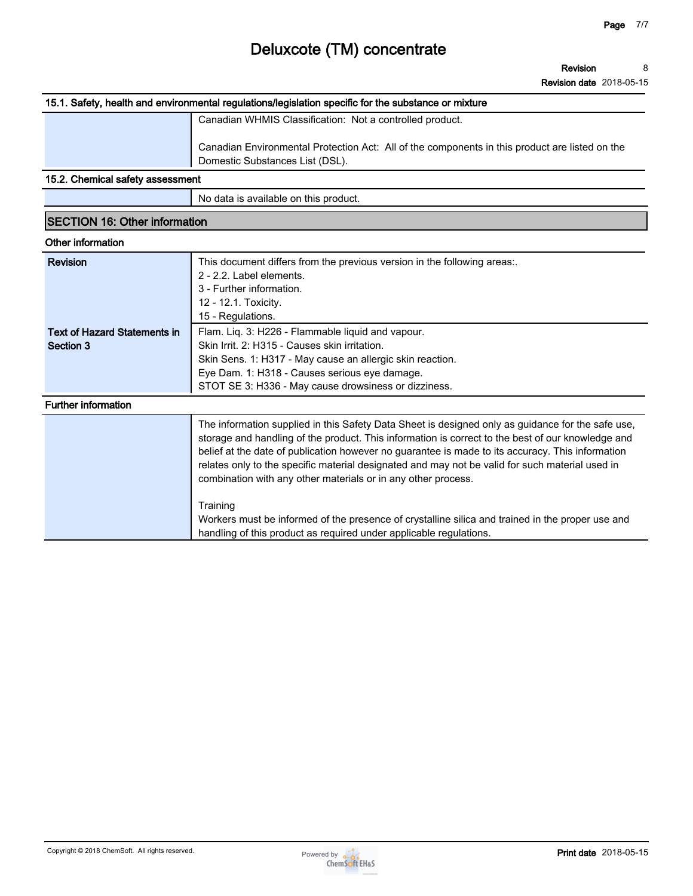### 15.1. Safety, health and environmental regulations/legislation specific for the substance or mixture

| | |
|---|---|
| | Canadian WHMIS Classification: Not a controlled product.<br><br>Canadian Environmental Protection Act: All of the components in this product are listed on the Domestic Substances List (DSL). |

### 15.2. Chemical safety assessment

| | |
|---|---|
| | No data is available on this product. |

## SECTION 16: Other information

### Other information

| | |
|---|---|
| **Revision** | This document differs from the previous version in the following areas:.<br>2 - 2.2. Label elements.<br>3 - Further information.<br>12 - 12.1. Toxicity.<br>15 - Regulations. |
| **Text of Hazard Statements in Section 3** | Flam. Liq. 3: H226 - Flammable liquid and vapour.<br>Skin Irrit. 2: H315 - Causes skin irritation.<br>Skin Sens. 1: H317 - May cause an allergic skin reaction.<br>Eye Dam. 1: H318 - Causes serious eye damage.<br>STOT SE 3: H336 - May cause drowsiness or dizziness. |

### Further information

| | |
|---|---|
| | The information supplied in this Safety Data Sheet is designed only as guidance for the safe use, storage and handling of the product. This information is correct to the best of our knowledge and belief at the date of publication however no guarantee is made to its accuracy. This information relates only to the specific material designated and may not be valid for such material used in combination with any other materials or in any other process.<br><br>Training<br>Workers must be informed of the presence of crystalline silica and trained in the proper use and handling of this product as required under applicable regulations. |